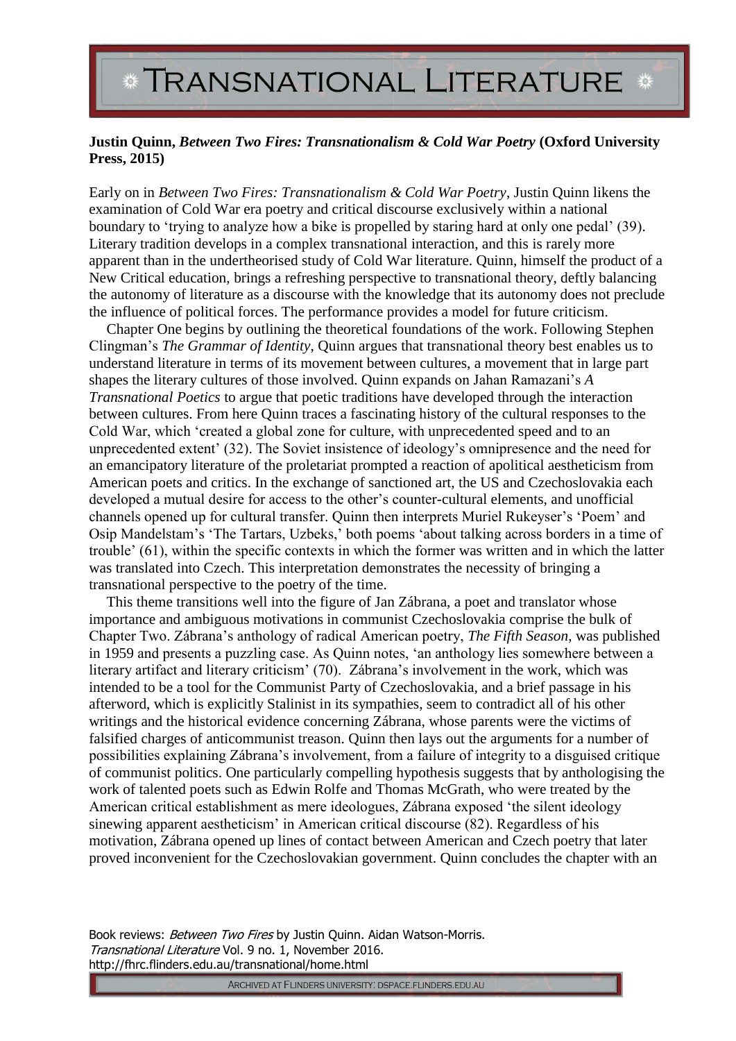**Justin Quinn, *Between Two Fires: Transnationalism & Cold War Poetry* (Oxford University Press, 2015)**

Early on in *Between Two Fires: Transnationalism & Cold War Poetry*, Justin Quinn likens the examination of Cold War era poetry and critical discourse exclusively within a national boundary to 'trying to analyze how a bike is propelled by staring hard at only one pedal' (39). Literary tradition develops in a complex transnational interaction, and this is rarely more apparent than in the undertheorised study of Cold War literature. Quinn, himself the product of a New Critical education, brings a refreshing perspective to transnational theory, deftly balancing the autonomy of literature as a discourse with the knowledge that its autonomy does not preclude the influence of political forces. The performance provides a model for future criticism.

Chapter One begins by outlining the theoretical foundations of the work. Following Stephen Clingman's *The Grammar of Identity*, Quinn argues that transnational theory best enables us to understand literature in terms of its movement between cultures, a movement that in large part shapes the literary cultures of those involved. Quinn expands on Jahan Ramazani's *A Transnational Poetics* to argue that poetic traditions have developed through the interaction between cultures. From here Quinn traces a fascinating history of the cultural responses to the Cold War, which 'created a global zone for culture, with unprecedented speed and to an unprecedented extent' (32). The Soviet insistence of ideology's omnipresence and the need for an emancipatory literature of the proletariat prompted a reaction of apolitical aestheticism from American poets and critics. In the exchange of sanctioned art, the US and Czechoslovakia each developed a mutual desire for access to the other's counter-cultural elements, and unofficial channels opened up for cultural transfer. Quinn then interprets Muriel Rukeyser's 'Poem' and Osip Mandelstam's 'The Tartars, Uzbeks,' both poems 'about talking across borders in a time of trouble' (61), within the specific contexts in which the former was written and in which the latter was translated into Czech. This interpretation demonstrates the necessity of bringing a transnational perspective to the poetry of the time.

This theme transitions well into the figure of Jan Zábrana, a poet and translator whose importance and ambiguous motivations in communist Czechoslovakia comprise the bulk of Chapter Two. Zábrana's anthology of radical American poetry, *The Fifth Season*, was published in 1959 and presents a puzzling case. As Quinn notes, 'an anthology lies somewhere between a literary artifact and literary criticism' (70). Zábrana's involvement in the work, which was intended to be a tool for the Communist Party of Czechoslovakia, and a brief passage in his afterword, which is explicitly Stalinist in its sympathies, seem to contradict all of his other writings and the historical evidence concerning Zábrana, whose parents were the victims of falsified charges of anticommunist treason. Quinn then lays out the arguments for a number of possibilities explaining Zábrana's involvement, from a failure of integrity to a disguised critique of communist politics. One particularly compelling hypothesis suggests that by anthologising the work of talented poets such as Edwin Rolfe and Thomas McGrath, who were treated by the American critical establishment as mere ideologues, Zábrana exposed 'the silent ideology sinewing apparent aestheticism' in American critical discourse (82). Regardless of his motivation, Zábrana opened up lines of contact between American and Czech poetry that later proved inconvenient for the Czechoslovakian government. Quinn concludes the chapter with an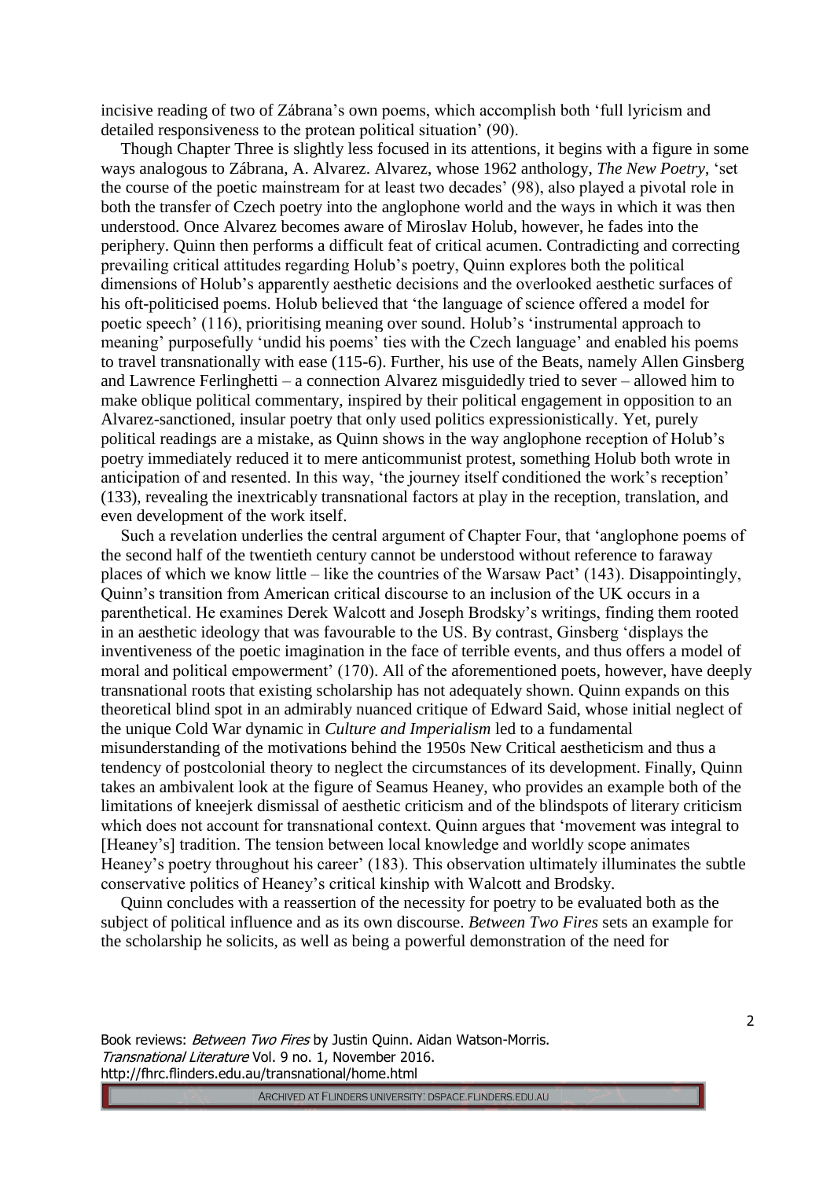incisive reading of two of Zábrana's own poems, which accomplish both 'full lyricism and detailed responsiveness to the protean political situation' (90).

Though Chapter Three is slightly less focused in its attentions, it begins with a figure in some ways analogous to Zábrana, A. Alvarez. Alvarez, whose 1962 anthology, *The New Poetry*, 'set the course of the poetic mainstream for at least two decades' (98), also played a pivotal role in both the transfer of Czech poetry into the anglophone world and the ways in which it was then understood. Once Alvarez becomes aware of Miroslav Holub, however, he fades into the periphery. Quinn then performs a difficult feat of critical acumen. Contradicting and correcting prevailing critical attitudes regarding Holub's poetry, Quinn explores both the political dimensions of Holub's apparently aesthetic decisions and the overlooked aesthetic surfaces of his oft-politicised poems. Holub believed that 'the language of science offered a model for poetic speech' (116), prioritising meaning over sound. Holub's 'instrumental approach to meaning' purposefully 'undid his poems' ties with the Czech language' and enabled his poems to travel transnationally with ease (115-6). Further, his use of the Beats, namely Allen Ginsberg and Lawrence Ferlinghetti – a connection Alvarez misguidedly tried to sever – allowed him to make oblique political commentary, inspired by their political engagement in opposition to an Alvarez-sanctioned, insular poetry that only used politics expressionistically. Yet, purely political readings are a mistake, as Quinn shows in the way anglophone reception of Holub's poetry immediately reduced it to mere anticommunist protest, something Holub both wrote in anticipation of and resented. In this way, 'the journey itself conditioned the work's reception' (133), revealing the inextricably transnational factors at play in the reception, translation, and even development of the work itself.

Such a revelation underlies the central argument of Chapter Four, that 'anglophone poems of the second half of the twentieth century cannot be understood without reference to faraway places of which we know little – like the countries of the Warsaw Pact' (143). Disappointingly, Quinn's transition from American critical discourse to an inclusion of the UK occurs in a parenthetical. He examines Derek Walcott and Joseph Brodsky's writings, finding them rooted in an aesthetic ideology that was favourable to the US. By contrast, Ginsberg 'displays the inventiveness of the poetic imagination in the face of terrible events, and thus offers a model of moral and political empowerment' (170). All of the aforementioned poets, however, have deeply transnational roots that existing scholarship has not adequately shown. Quinn expands on this theoretical blind spot in an admirably nuanced critique of Edward Said, whose initial neglect of the unique Cold War dynamic in *Culture and Imperialism* led to a fundamental misunderstanding of the motivations behind the 1950s New Critical aestheticism and thus a tendency of postcolonial theory to neglect the circumstances of its development. Finally, Quinn takes an ambivalent look at the figure of Seamus Heaney, who provides an example both of the limitations of kneejerk dismissal of aesthetic criticism and of the blindspots of literary criticism which does not account for transnational context. Quinn argues that 'movement was integral to [Heaney's] tradition. The tension between local knowledge and worldly scope animates Heaney's poetry throughout his career' (183). This observation ultimately illuminates the subtle conservative politics of Heaney's critical kinship with Walcott and Brodsky.

Quinn concludes with a reassertion of the necessity for poetry to be evaluated both as the subject of political influence and as its own discourse. *Between Two Fires* sets an example for the scholarship he solicits, as well as being a powerful demonstration of the need for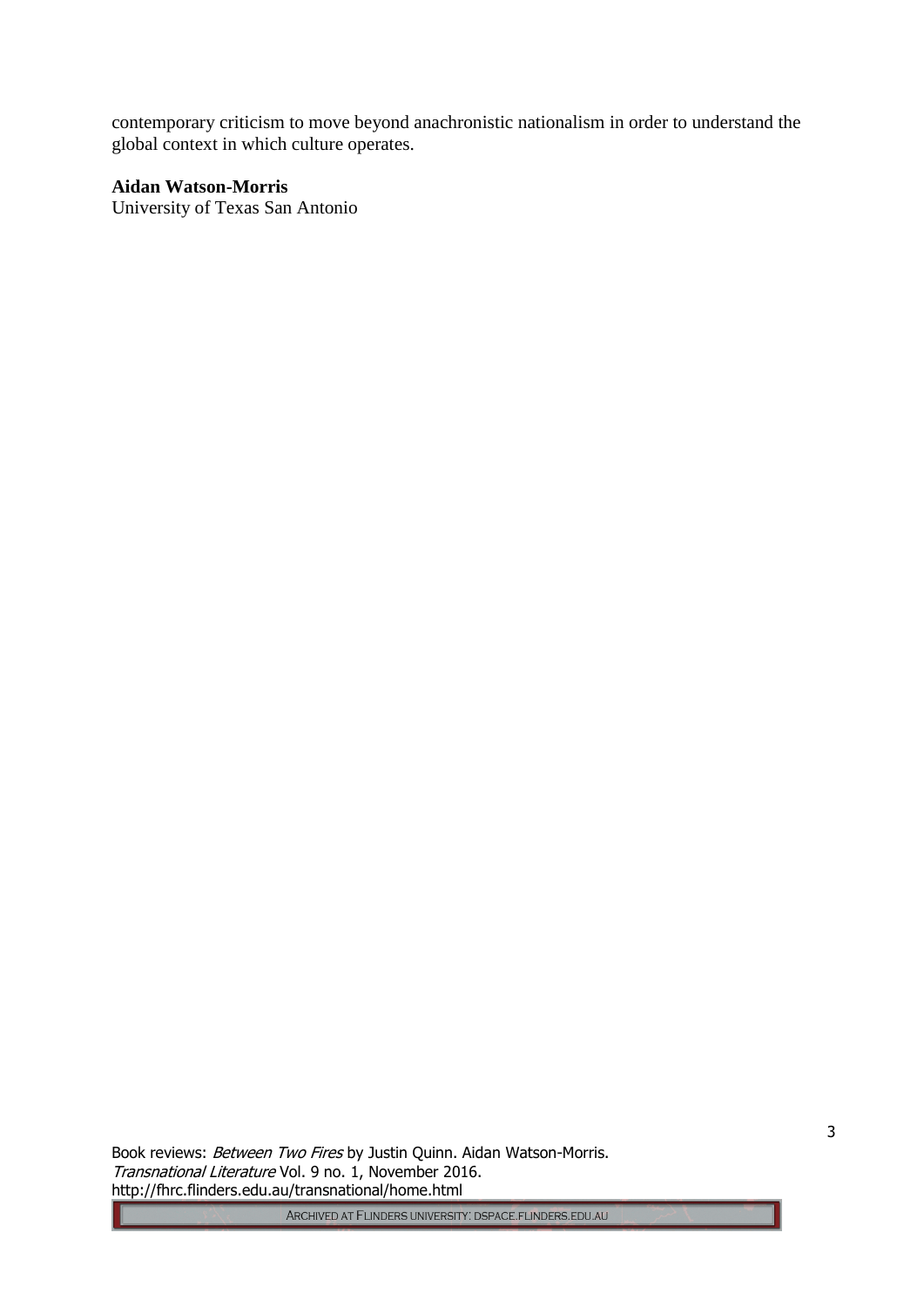contemporary criticism to move beyond anachronistic nationalism in order to understand the global context in which culture operates.

**Aidan Watson-Morris**
University of Texas San Antonio